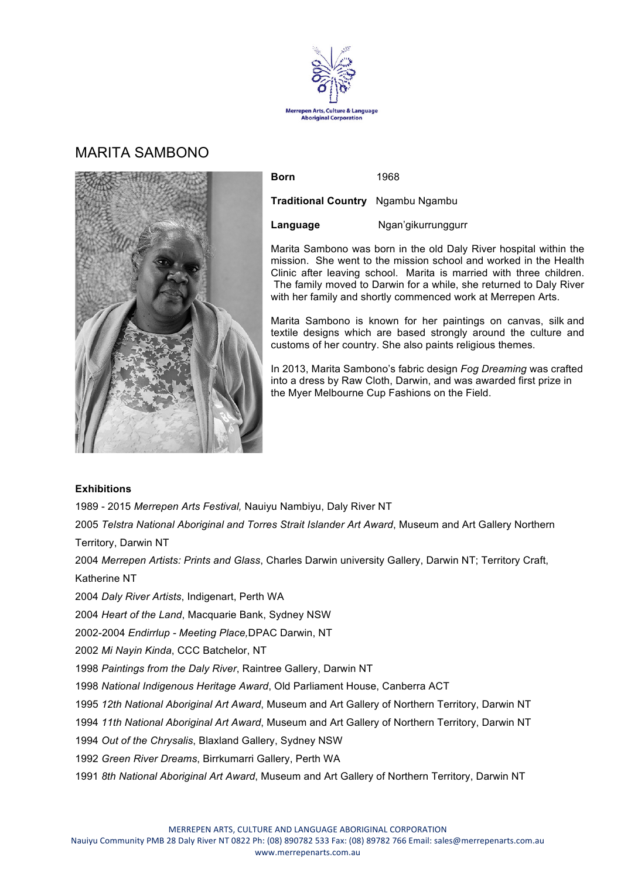Merrepen Arts, Culture & Language Aboriginal Corporation

# MARITA SAMBONO

**Born** 1968

**Traditional Country** Ngambu Ngambu

**Language** Ngan'gikurrunggurr

Marita Sambono was born in the old Daly River hospital within the mission. She went to the mission school and worked in the Health Clinic after leaving school. Marita is married with three children. The family moved to Darwin for a while, she returned to Daly River with her family and shortly commenced work at Merrepen Arts.

Marita Sambono is known for her paintings on canvas, silk and textile designs which are based strongly around the culture and customs of her country. She also paints religious themes.

In 2013, Marita Sambono's fabric design *Fog Dreaming* was crafted into a dress by Raw Cloth, Darwin, and was awarded first prize in the Myer Melbourne Cup Fashions on the Field.

**Exhibitions**

1989 - 2015 *Merrepen Arts Festival,* Nauiyu Nambiyu, Daly River NT

2005 *Telstra National Aboriginal and Torres Strait Islander Art Award*, Museum and Art Gallery Northern Territory, Darwin NT

2004 *Merrepen Artists: Prints and Glass*, Charles Darwin university Gallery, Darwin NT; Territory Craft, Katherine NT

2004 *Daly River Artists*, Indigenart, Perth WA

2004 *Heart of the Land*, Macquarie Bank, Sydney NSW

2002-2004 *Endirrlup - Meeting Place,* DPAC Darwin, NT

2002 *Mi Nayin Kinda*, CCC Batchelor, NT

1998 *Paintings from the Daly River*, Raintree Gallery, Darwin NT

1998 *National Indigenous Heritage Award*, Old Parliament House, Canberra ACT

1995 *12th National Aboriginal Art Award*, Museum and Art Gallery of Northern Territory, Darwin NT

1994 *11th National Aboriginal Art Award*, Museum and Art Gallery of Northern Territory, Darwin NT

1994 *Out of the Chrysalis*, Blaxland Gallery, Sydney NSW

1992 *Green River Dreams*, Birrkumarri Gallery, Perth WA

1991 *8th National Aboriginal Art Award*, Museum and Art Gallery of Northern Territory, Darwin NT

MERREPEN ARTS, CULTURE AND LANGUAGE ABORIGINAL CORPORATION
Nauiyu Community PMB 28 Daly River NT 0822 Ph: (08) 890782 533 Fax: (08) 89782 766 Email: sales@merrepenarts.com.au
www.merrepenarts.com.au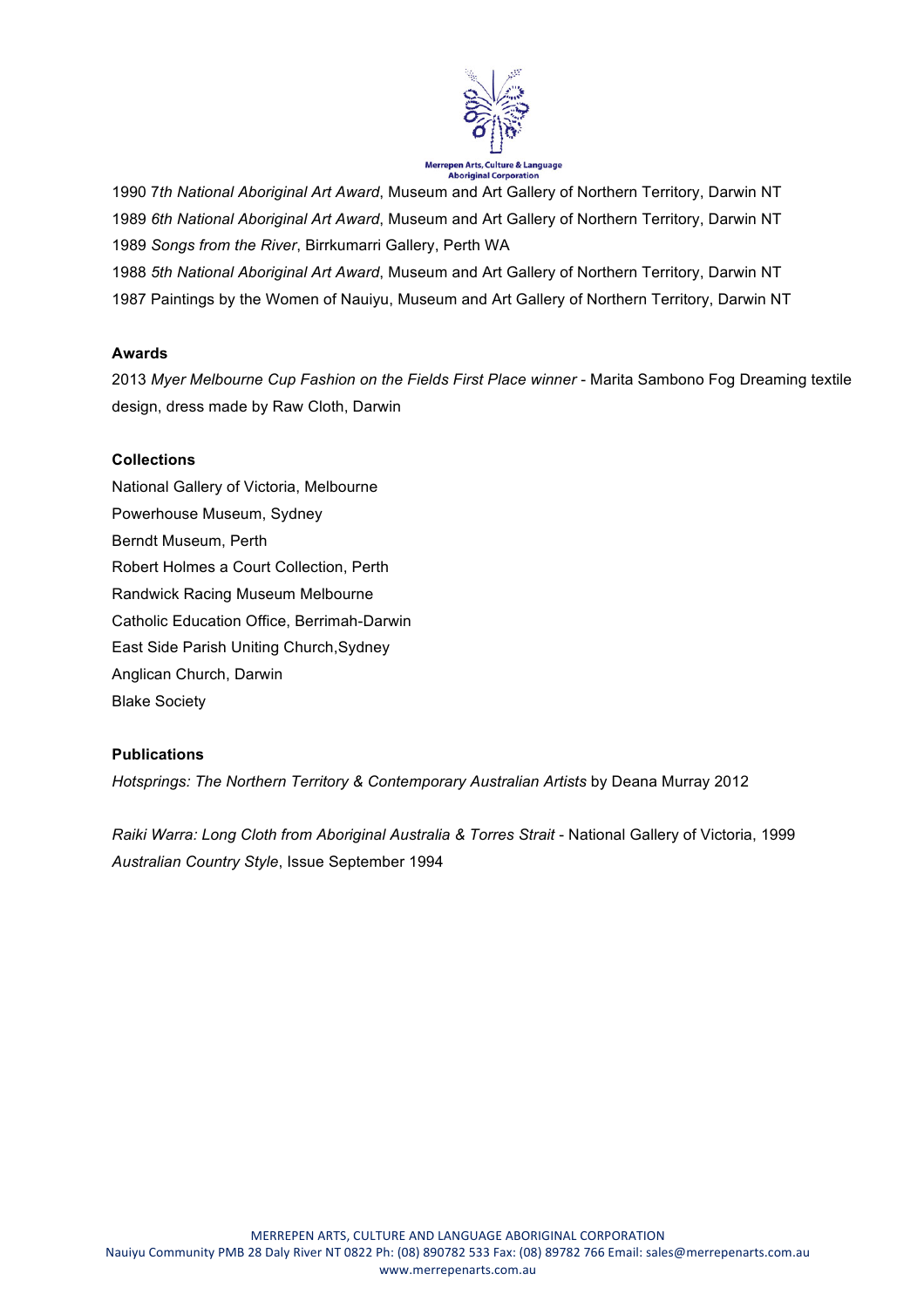1990 7*th National Aboriginal Art Award*, Museum and Art Gallery of Northern Territory, Darwin NT

1989 *6th National Aboriginal Art Award*, Museum and Art Gallery of Northern Territory, Darwin NT

1989 *Songs from the River*, Birrkumarri Gallery, Perth WA

1988 *5th National Aboriginal Art Award*, Museum and Art Gallery of Northern Territory, Darwin NT

1987 Paintings by the Women of Nauiyu, Museum and Art Gallery of Northern Territory, Darwin NT

**Awards**

2013 *Myer Melbourne Cup Fashion on the Fields First Place winner* - Marita Sambono Fog Dreaming textile design, dress made by Raw Cloth, Darwin

**Collections**

National Gallery of Victoria, Melbourne

Powerhouse Museum, Sydney

Berndt Museum, Perth

Robert Holmes a Court Collection, Perth

Randwick Racing Museum Melbourne

Catholic Education Office, Berrimah-Darwin

East Side Parish Uniting Church,Sydney

Anglican Church, Darwin

Blake Society

**Publications**

*Hotsprings: The Northern Territory & Contemporary Australian Artists* by Deana Murray 2012

*Raiki Warra: Long Cloth from Aboriginal Australia & Torres Strait* - National Gallery of Victoria, 1999

*Australian Country Style*, Issue September 1994